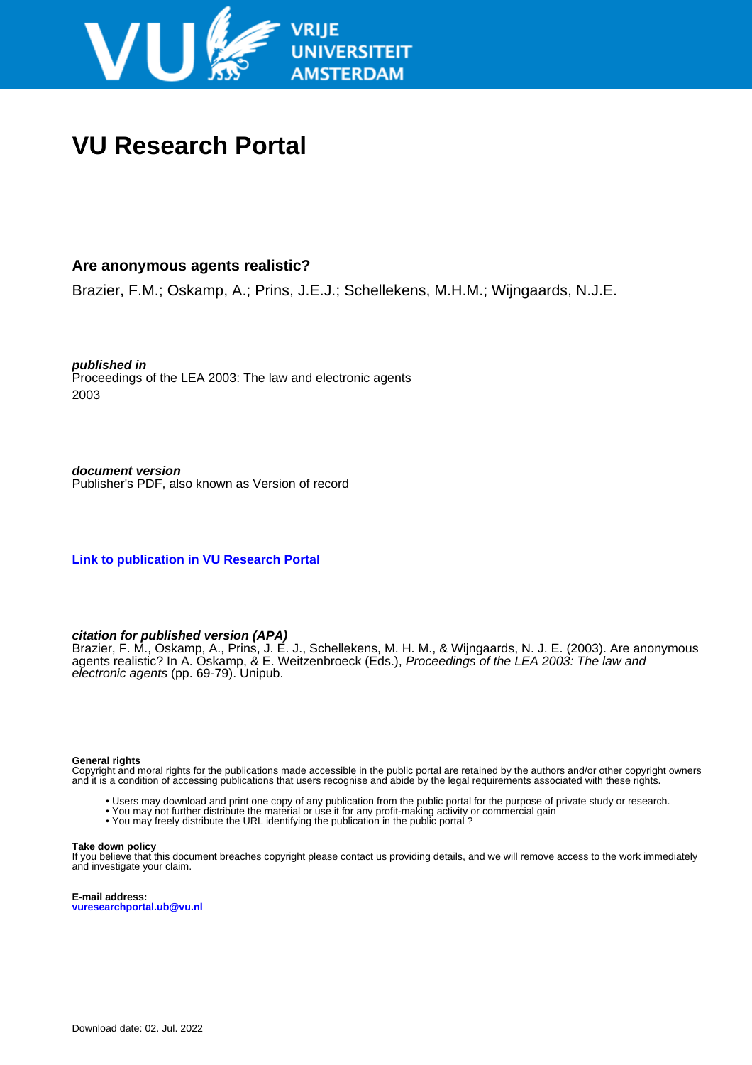# VU Research Portal

## Are anonymous agents realistic?

Brazier, F.M.; Oskamp, A.; Prins, J.E.J.; Schellekens, M.H.M.; Wijngaards, N.J.E.

***published in***
Proceedings of the LEA 2003: The law and electronic agents
2003

***document version***
Publisher's PDF, also known as Version of record

**Link to publication in VU Research Portal**

***citation for published version (APA)***
Brazier, F. M., Oskamp, A., Prins, J. E. J., Schellekens, M. H. M., & Wijngaards, N. J. E. (2003). Are anonymous agents realistic? In A. Oskamp, & E. Weitzenbroeck (Eds.), *Proceedings of the LEA 2003: The law and electronic agents* (pp. 69-79). Unipub.

**General rights**
Copyright and moral rights for the publications made accessible in the public portal are retained by the authors and/or other copyright owners and it is a condition of accessing publications that users recognise and abide by the legal requirements associated with these rights.

- Users may download and print one copy of any publication from the public portal for the purpose of private study or research.
- You may not further distribute the material or use it for any profit-making activity or commercial gain
- You may freely distribute the URL identifying the publication in the public portal ?

**Take down policy**
If you believe that this document breaches copyright please contact us providing details, and we will remove access to the work immediately and investigate your claim.

**E-mail address:**
vuresearchportal.ub@vu.nl

Download date: 02. Jul. 2022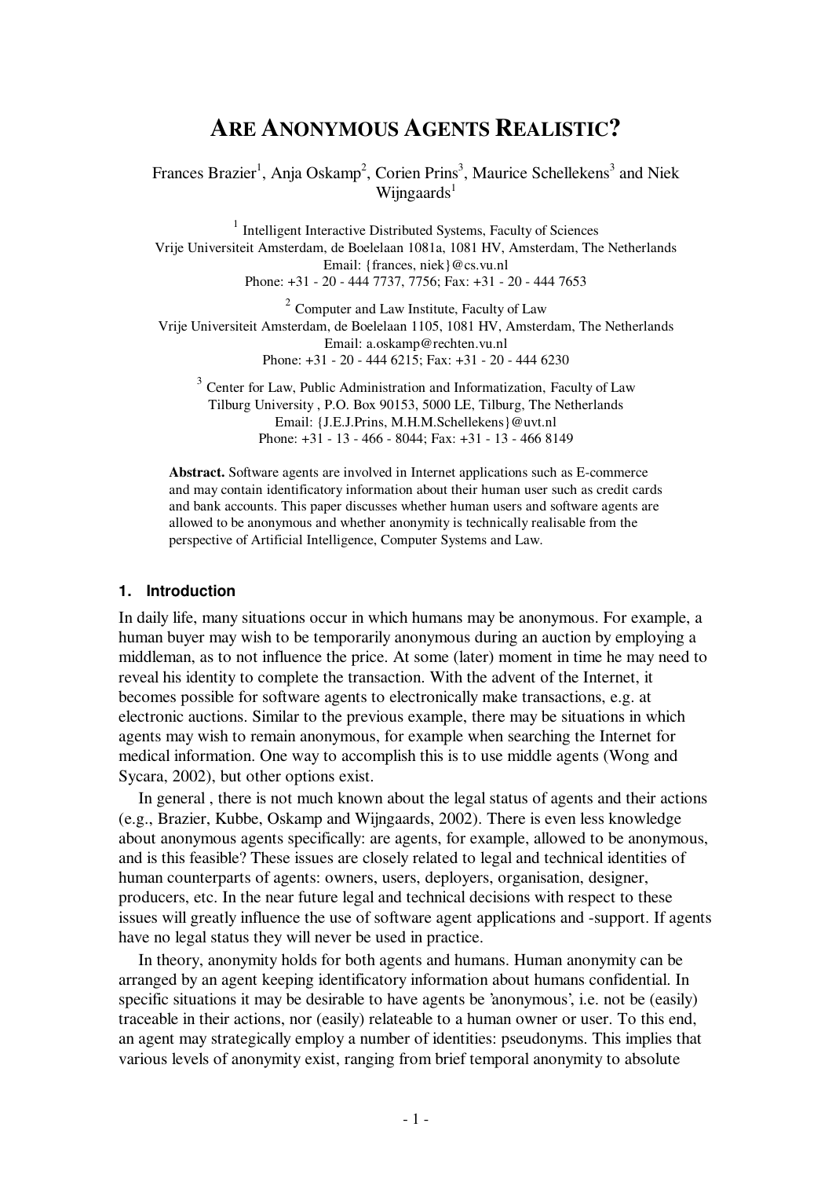# ARE ANONYMOUS AGENTS REALISTIC?

Frances Brazier[1], Anja Oskamp[2], Corien Prins[3], Maurice Schellekens[3] and Niek Wijngaards[1]

[1] Intelligent Interactive Distributed Systems, Faculty of Sciences
Vrije Universiteit Amsterdam, de Boelelaan 1081a, 1081 HV, Amsterdam, The Netherlands
Email: {frances, niek}@cs.vu.nl
Phone: +31 - 20 - 444 7737, 7756; Fax: +31 - 20 - 444 7653

[2] Computer and Law Institute, Faculty of Law
Vrije Universiteit Amsterdam, de Boelelaan 1105, 1081 HV, Amsterdam, The Netherlands
Email: a.oskamp@rechten.vu.nl
Phone: +31 - 20 - 444 6215; Fax: +31 - 20 - 444 6230

[3] Center for Law, Public Administration and Informatization, Faculty of Law
Tilburg University , P.O. Box 90153, 5000 LE, Tilburg, The Netherlands
Email: {J.E.J.Prins, M.H.M.Schellekens}@uvt.nl
Phone: +31 - 13 - 466 - 8044; Fax: +31 - 13 - 466 8149

**Abstract.** Software agents are involved in Internet applications such as E-commerce and may contain identificatory information about their human user such as credit cards and bank accounts. This paper discusses whether human users and software agents are allowed to be anonymous and whether anonymity is technically realisable from the perspective of Artificial Intelligence, Computer Systems and Law.

## 1. Introduction

In daily life, many situations occur in which humans may be anonymous. For example, a human buyer may wish to be temporarily anonymous during an auction by employing a middleman, as to not influence the price. At some (later) moment in time he may need to reveal his identity to complete the transaction. With the advent of the Internet, it becomes possible for software agents to electronically make transactions, e.g. at electronic auctions. Similar to the previous example, there may be situations in which agents may wish to remain anonymous, for example when searching the Internet for medical information. One way to accomplish this is to use middle agents (Wong and Sycara, 2002), but other options exist.

In general , there is not much known about the legal status of agents and their actions (e.g., Brazier, Kubbe, Oskamp and Wijngaards, 2002). There is even less knowledge about anonymous agents specifically: are agents, for example, allowed to be anonymous, and is this feasible? These issues are closely related to legal and technical identities of human counterparts of agents: owners, users, deployers, organisation, designer, producers, etc. In the near future legal and technical decisions with respect to these issues will greatly influence the use of software agent applications and -support. If agents have no legal status they will never be used in practice.

In theory, anonymity holds for both agents and humans. Human anonymity can be arranged by an agent keeping identificatory information about humans confidential. In specific situations it may be desirable to have agents be 'anonymous', i.e. not be (easily) traceable in their actions, nor (easily) relateable to a human owner or user. To this end, an agent may strategically employ a number of identities: pseudonyms. This implies that various levels of anonymity exist, ranging from brief temporal anonymity to absolute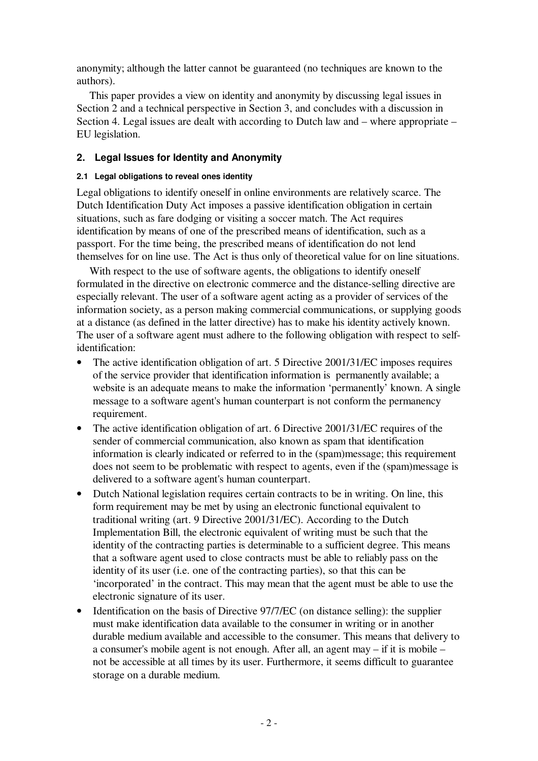anonymity; although the latter cannot be guaranteed (no techniques are known to the authors).

This paper provides a view on identity and anonymity by discussing legal issues in Section 2 and a technical perspective in Section 3, and concludes with a discussion in Section 4. Legal issues are dealt with according to Dutch law and – where appropriate – EU legislation.

## 2. Legal Issues for Identity and Anonymity

### 2.1 Legal obligations to reveal ones identity

Legal obligations to identify oneself in online environments are relatively scarce. The Dutch Identification Duty Act imposes a passive identification obligation in certain situations, such as fare dodging or visiting a soccer match. The Act requires identification by means of one of the prescribed means of identification, such as a passport. For the time being, the prescribed means of identification do not lend themselves for on line use. The Act is thus only of theoretical value for on line situations.

With respect to the use of software agents, the obligations to identify oneself formulated in the directive on electronic commerce and the distance-selling directive are especially relevant. The user of a software agent acting as a provider of services of the information society, as a person making commercial communications, or supplying goods at a distance (as defined in the latter directive) has to make his identity actively known. The user of a software agent must adhere to the following obligation with respect to self-identification:

- The active identification obligation of art. 5 Directive 2001/31/EC imposes requires of the service provider that identification information is permanently available; a website is an adequate means to make the information 'permanently' known. A single message to a software agent's human counterpart is not conform the permanency requirement.
- The active identification obligation of art. 6 Directive 2001/31/EC requires of the sender of commercial communication, also known as spam that identification information is clearly indicated or referred to in the (spam)message; this requirement does not seem to be problematic with respect to agents, even if the (spam)message is delivered to a software agent's human counterpart.
- Dutch National legislation requires certain contracts to be in writing. On line, this form requirement may be met by using an electronic functional equivalent to traditional writing (art. 9 Directive 2001/31/EC). According to the Dutch Implementation Bill, the electronic equivalent of writing must be such that the identity of the contracting parties is determinable to a sufficient degree. This means that a software agent used to close contracts must be able to reliably pass on the identity of its user (i.e. one of the contracting parties), so that this can be 'incorporated' in the contract. This may mean that the agent must be able to use the electronic signature of its user.
- Identification on the basis of Directive 97/7/EC (on distance selling): the supplier must make identification data available to the consumer in writing or in another durable medium available and accessible to the consumer. This means that delivery to a consumer's mobile agent is not enough. After all, an agent may – if it is mobile – not be accessible at all times by its user. Furthermore, it seems difficult to guarantee storage on a durable medium.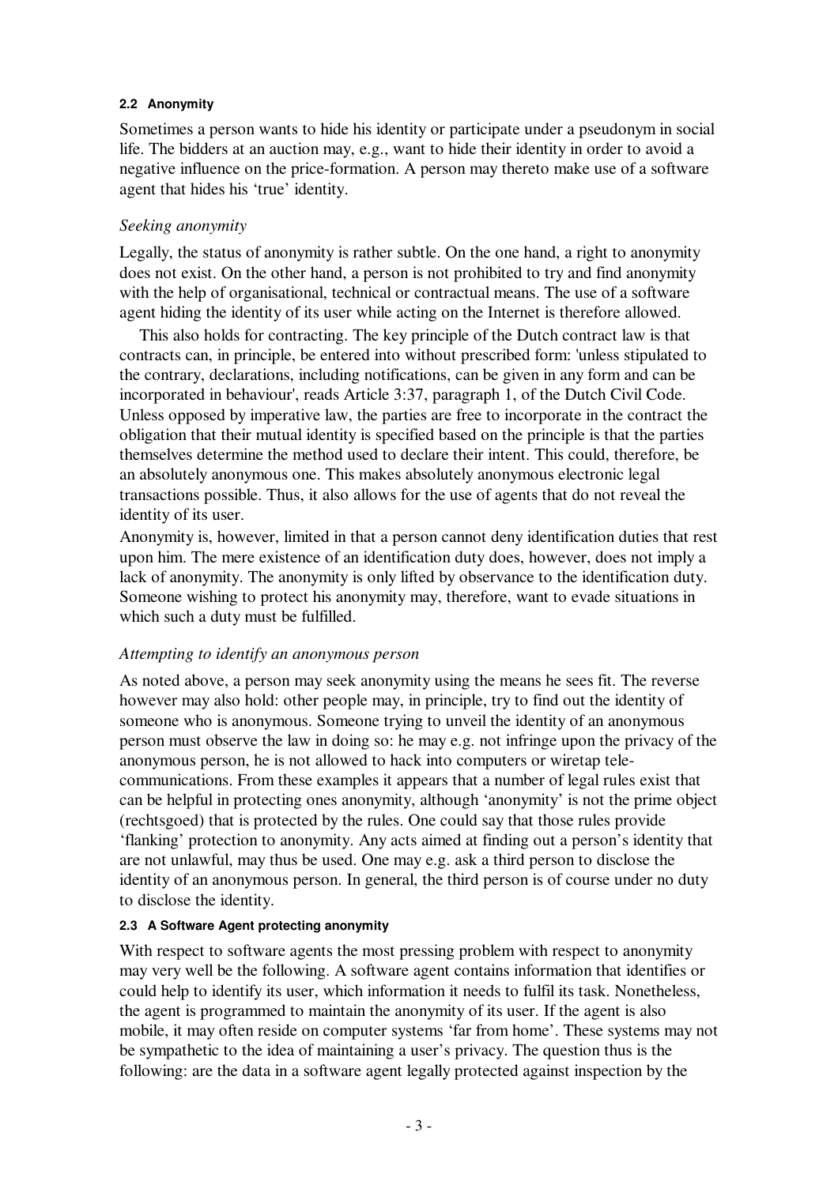### 2.2 Anonymity

Sometimes a person wants to hide his identity or participate under a pseudonym in social life. The bidders at an auction may, e.g., want to hide their identity in order to avoid a negative influence on the price-formation. A person may thereto make use of a software agent that hides his 'true' identity.

*Seeking anonymity*

Legally, the status of anonymity is rather subtle. On the one hand, a right to anonymity does not exist. On the other hand, a person is not prohibited to try and find anonymity with the help of organisational, technical or contractual means. The use of a software agent hiding the identity of its user while acting on the Internet is therefore allowed.

This also holds for contracting. The key principle of the Dutch contract law is that contracts can, in principle, be entered into without prescribed form: 'unless stipulated to the contrary, declarations, including notifications, can be given in any form and can be incorporated in behaviour', reads Article 3:37, paragraph 1, of the Dutch Civil Code. Unless opposed by imperative law, the parties are free to incorporate in the contract the obligation that their mutual identity is specified based on the principle is that the parties themselves determine the method used to declare their intent. This could, therefore, be an absolutely anonymous one. This makes absolutely anonymous electronic legal transactions possible. Thus, it also allows for the use of agents that do not reveal the identity of its user.

Anonymity is, however, limited in that a person cannot deny identification duties that rest upon him. The mere existence of an identification duty does, however, does not imply a lack of anonymity. The anonymity is only lifted by observance to the identification duty. Someone wishing to protect his anonymity may, therefore, want to evade situations in which such a duty must be fulfilled.

*Attempting to identify an anonymous person*

As noted above, a person may seek anonymity using the means he sees fit. The reverse however may also hold: other people may, in principle, try to find out the identity of someone who is anonymous. Someone trying to unveil the identity of an anonymous person must observe the law in doing so: he may e.g. not infringe upon the privacy of the anonymous person, he is not allowed to hack into computers or wiretap tele-communications. From these examples it appears that a number of legal rules exist that can be helpful in protecting ones anonymity, although 'anonymity' is not the prime object (rechtsgoed) that is protected by the rules. One could say that those rules provide 'flanking' protection to anonymity. Any acts aimed at finding out a person's identity that are not unlawful, may thus be used. One may e.g. ask a third person to disclose the identity of an anonymous person. In general, the third person is of course under no duty to disclose the identity.

### 2.3 A Software Agent protecting anonymity

With respect to software agents the most pressing problem with respect to anonymity may very well be the following. A software agent contains information that identifies or could help to identify its user, which information it needs to fulfil its task. Nonetheless, the agent is programmed to maintain the anonymity of its user. If the agent is also mobile, it may often reside on computer systems 'far from home'. These systems may not be sympathetic to the idea of maintaining a user's privacy. The question thus is the following: are the data in a software agent legally protected against inspection by the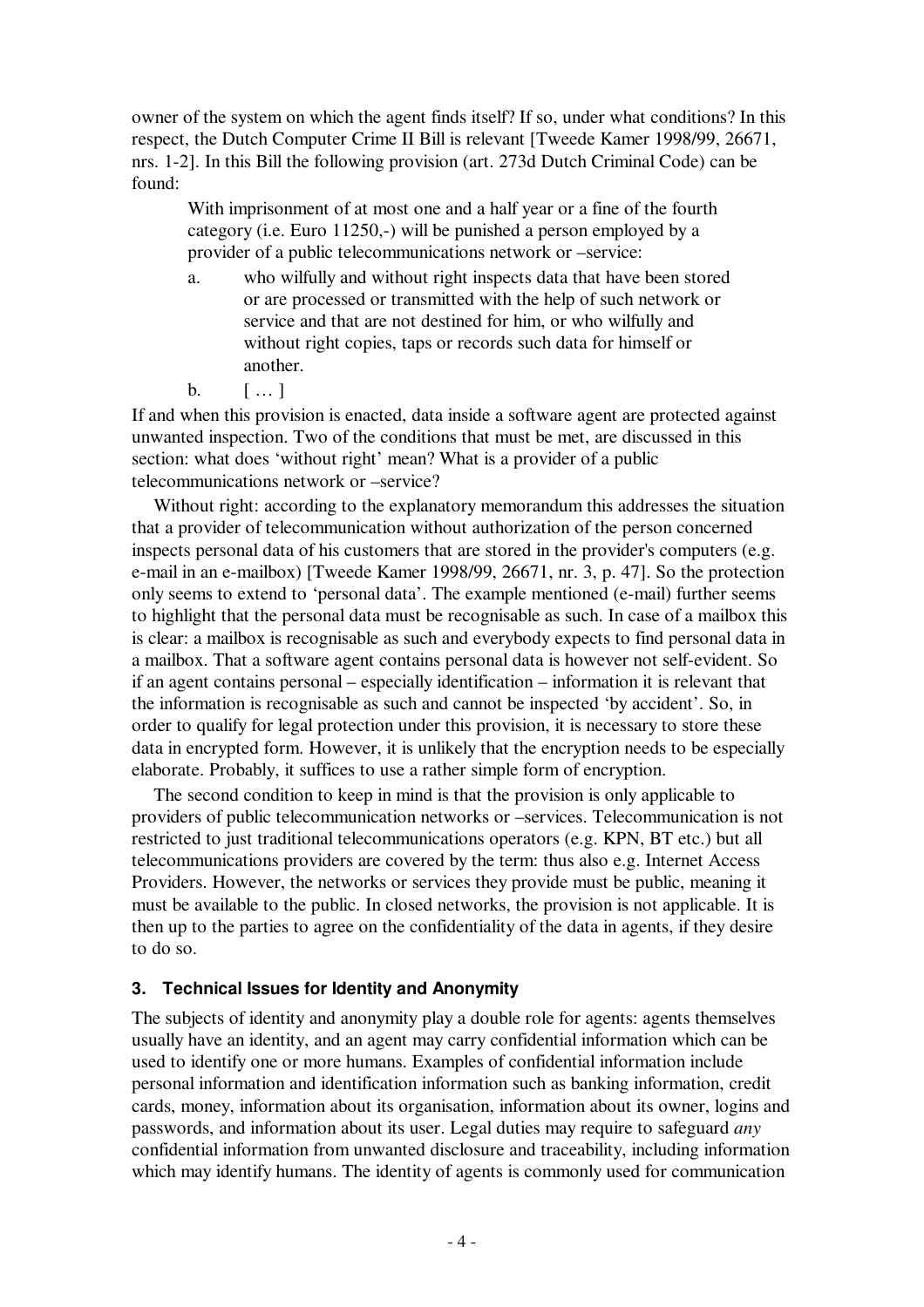owner of the system on which the agent finds itself? If so, under what conditions? In this respect, the Dutch Computer Crime II Bill is relevant [Tweede Kamer 1998/99, 26671, nrs. 1-2]. In this Bill the following provision (art. 273d Dutch Criminal Code) can be found:

> With imprisonment of at most one and a half year or a fine of the fourth category (i.e. Euro 11250,-) will be punished a person employed by a provider of a public telecommunications network or –service:
>
> a. who wilfully and without right inspects data that have been stored or are processed or transmitted with the help of such network or service and that are not destined for him, or who wilfully and without right copies, taps or records such data for himself or another.
>
> b. [ … ]

If and when this provision is enacted, data inside a software agent are protected against unwanted inspection. Two of the conditions that must be met, are discussed in this section: what does 'without right' mean? What is a provider of a public telecommunications network or –service?

Without right: according to the explanatory memorandum this addresses the situation that a provider of telecommunication without authorization of the person concerned inspects personal data of his customers that are stored in the provider's computers (e.g. e-mail in an e-mailbox) [Tweede Kamer 1998/99, 26671, nr. 3, p. 47]. So the protection only seems to extend to 'personal data'. The example mentioned (e-mail) further seems to highlight that the personal data must be recognisable as such. In case of a mailbox this is clear: a mailbox is recognisable as such and everybody expects to find personal data in a mailbox. That a software agent contains personal data is however not self-evident. So if an agent contains personal – especially identification – information it is relevant that the information is recognisable as such and cannot be inspected 'by accident'. So, in order to qualify for legal protection under this provision, it is necessary to store these data in encrypted form. However, it is unlikely that the encryption needs to be especially elaborate. Probably, it suffices to use a rather simple form of encryption.

The second condition to keep in mind is that the provision is only applicable to providers of public telecommunication networks or –services. Telecommunication is not restricted to just traditional telecommunications operators (e.g. KPN, BT etc.) but all telecommunications providers are covered by the term: thus also e.g. Internet Access Providers. However, the networks or services they provide must be public, meaning it must be available to the public. In closed networks, the provision is not applicable. It is then up to the parties to agree on the confidentiality of the data in agents, if they desire to do so.

## 3. Technical Issues for Identity and Anonymity

The subjects of identity and anonymity play a double role for agents: agents themselves usually have an identity, and an agent may carry confidential information which can be used to identify one or more humans. Examples of confidential information include personal information and identification information such as banking information, credit cards, money, information about its organisation, information about its owner, logins and passwords, and information about its user. Legal duties may require to safeguard *any* confidential information from unwanted disclosure and traceability, including information which may identify humans. The identity of agents is commonly used for communication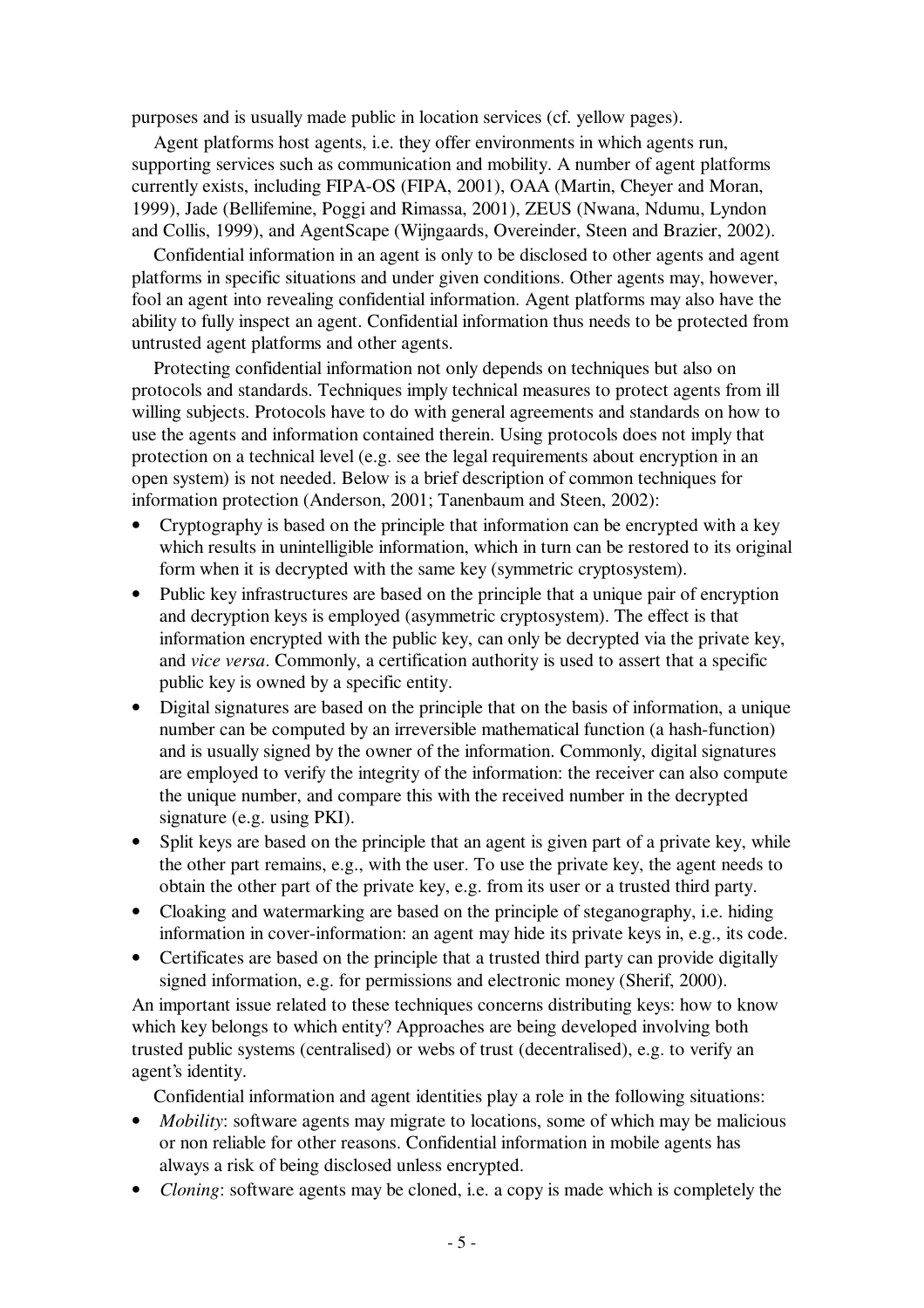purposes and is usually made public in location services (cf. yellow pages).

Agent platforms host agents, i.e. they offer environments in which agents run, supporting services such as communication and mobility. A number of agent platforms currently exists, including FIPA-OS (FIPA, 2001), OAA (Martin, Cheyer and Moran, 1999), Jade (Bellifemine, Poggi and Rimassa, 2001), ZEUS (Nwana, Ndumu, Lyndon and Collis, 1999), and AgentScape (Wijngaards, Overeinder, Steen and Brazier, 2002).

Confidential information in an agent is only to be disclosed to other agents and agent platforms in specific situations and under given conditions. Other agents may, however, fool an agent into revealing confidential information. Agent platforms may also have the ability to fully inspect an agent. Confidential information thus needs to be protected from untrusted agent platforms and other agents.

Protecting confidential information not only depends on techniques but also on protocols and standards. Techniques imply technical measures to protect agents from ill willing subjects. Protocols have to do with general agreements and standards on how to use the agents and information contained therein. Using protocols does not imply that protection on a technical level (e.g. see the legal requirements about encryption in an open system) is not needed. Below is a brief description of common techniques for information protection (Anderson, 2001; Tanenbaum and Steen, 2002):

- Cryptography is based on the principle that information can be encrypted with a key which results in unintelligible information, which in turn can be restored to its original form when it is decrypted with the same key (symmetric cryptosystem).
- Public key infrastructures are based on the principle that a unique pair of encryption and decryption keys is employed (asymmetric cryptosystem). The effect is that information encrypted with the public key, can only be decrypted via the private key, and *vice versa*. Commonly, a certification authority is used to assert that a specific public key is owned by a specific entity.
- Digital signatures are based on the principle that on the basis of information, a unique number can be computed by an irreversible mathematical function (a hash-function) and is usually signed by the owner of the information. Commonly, digital signatures are employed to verify the integrity of the information: the receiver can also compute the unique number, and compare this with the received number in the decrypted signature (e.g. using PKI).
- Split keys are based on the principle that an agent is given part of a private key, while the other part remains, e.g., with the user. To use the private key, the agent needs to obtain the other part of the private key, e.g. from its user or a trusted third party.
- Cloaking and watermarking are based on the principle of steganography, i.e. hiding information in cover-information: an agent may hide its private keys in, e.g., its code.
- Certificates are based on the principle that a trusted third party can provide digitally signed information, e.g. for permissions and electronic money (Sherif, 2000).

An important issue related to these techniques concerns distributing keys: how to know which key belongs to which entity? Approaches are being developed involving both trusted public systems (centralised) or webs of trust (decentralised), e.g. to verify an agent's identity.

Confidential information and agent identities play a role in the following situations:

- *Mobility*: software agents may migrate to locations, some of which may be malicious or non reliable for other reasons. Confidential information in mobile agents has always a risk of being disclosed unless encrypted.
- *Cloning*: software agents may be cloned, i.e. a copy is made which is completely the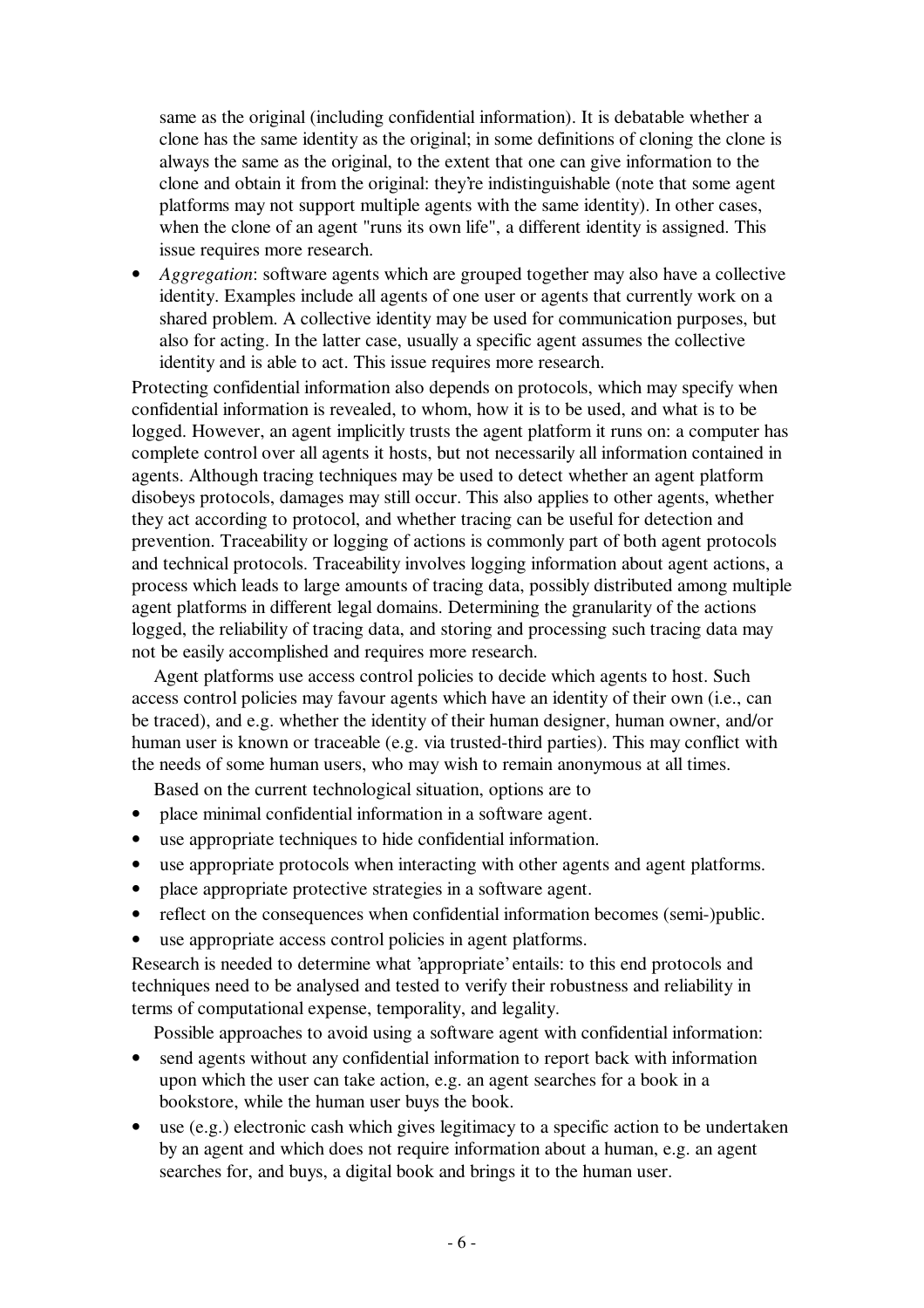same as the original (including confidential information). It is debatable whether a clone has the same identity as the original; in some definitions of cloning the clone is always the same as the original, to the extent that one can give information to the clone and obtain it from the original: they're indistinguishable (note that some agent platforms may not support multiple agents with the same identity). In other cases, when the clone of an agent "runs its own life", a different identity is assigned. This issue requires more research.

- *Aggregation*: software agents which are grouped together may also have a collective identity. Examples include all agents of one user or agents that currently work on a shared problem. A collective identity may be used for communication purposes, but also for acting. In the latter case, usually a specific agent assumes the collective identity and is able to act. This issue requires more research.

Protecting confidential information also depends on protocols, which may specify when confidential information is revealed, to whom, how it is to be used, and what is to be logged. However, an agent implicitly trusts the agent platform it runs on: a computer has complete control over all agents it hosts, but not necessarily all information contained in agents. Although tracing techniques may be used to detect whether an agent platform disobeys protocols, damages may still occur. This also applies to other agents, whether they act according to protocol, and whether tracing can be useful for detection and prevention. Traceability or logging of actions is commonly part of both agent protocols and technical protocols. Traceability involves logging information about agent actions, a process which leads to large amounts of tracing data, possibly distributed among multiple agent platforms in different legal domains. Determining the granularity of the actions logged, the reliability of tracing data, and storing and processing such tracing data may not be easily accomplished and requires more research.

Agent platforms use access control policies to decide which agents to host. Such access control policies may favour agents which have an identity of their own (i.e., can be traced), and e.g. whether the identity of their human designer, human owner, and/or human user is known or traceable (e.g. via trusted-third parties). This may conflict with the needs of some human users, who may wish to remain anonymous at all times.

Based on the current technological situation, options are to

- place minimal confidential information in a software agent.
- use appropriate techniques to hide confidential information.
- use appropriate protocols when interacting with other agents and agent platforms.
- place appropriate protective strategies in a software agent.
- reflect on the consequences when confidential information becomes (semi-)public.
- use appropriate access control policies in agent platforms.

Research is needed to determine what 'appropriate' entails: to this end protocols and techniques need to be analysed and tested to verify their robustness and reliability in terms of computational expense, temporality, and legality.

Possible approaches to avoid using a software agent with confidential information:

- send agents without any confidential information to report back with information upon which the user can take action, e.g. an agent searches for a book in a bookstore, while the human user buys the book.
- use (e.g.) electronic cash which gives legitimacy to a specific action to be undertaken by an agent and which does not require information about a human, e.g. an agent searches for, and buys, a digital book and brings it to the human user.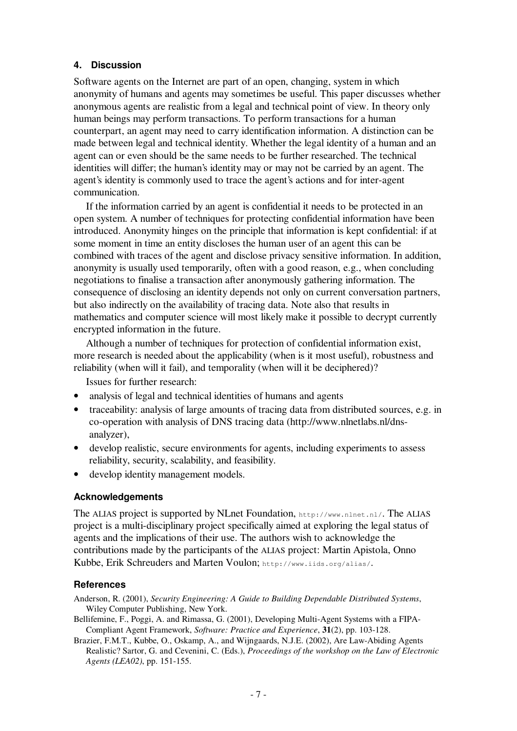## 4. Discussion

Software agents on the Internet are part of an open, changing, system in which anonymity of humans and agents may sometimes be useful. This paper discusses whether anonymous agents are realistic from a legal and technical point of view. In theory only human beings may perform transactions. To perform transactions for a human counterpart, an agent may need to carry identification information. A distinction can be made between legal and technical identity. Whether the legal identity of a human and an agent can or even should be the same needs to be further researched. The technical identities will differ; the human's identity may or may not be carried by an agent. The agent's identity is commonly used to trace the agent's actions and for inter-agent communication.

If the information carried by an agent is confidential it needs to be protected in an open system. A number of techniques for protecting confidential information have been introduced. Anonymity hinges on the principle that information is kept confidential: if at some moment in time an entity discloses the human user of an agent this can be combined with traces of the agent and disclose privacy sensitive information. In addition, anonymity is usually used temporarily, often with a good reason, e.g., when concluding negotiations to finalise a transaction after anonymously gathering information. The consequence of disclosing an identity depends not only on current conversation partners, but also indirectly on the availability of tracing data. Note also that results in mathematics and computer science will most likely make it possible to decrypt currently encrypted information in the future.

Although a number of techniques for protection of confidential information exist, more research is needed about the applicability (when is it most useful), robustness and reliability (when will it fail), and temporality (when will it be deciphered)?

Issues for further research:

- analysis of legal and technical identities of humans and agents
- traceability: analysis of large amounts of tracing data from distributed sources, e.g. in co-operation with analysis of DNS tracing data (http://www.nlnetlabs.nl/dns-analyzer),
- develop realistic, secure environments for agents, including experiments to assess reliability, security, scalability, and feasibility.
- develop identity management models.

### Acknowledgements

The ALIAS project is supported by NLnet Foundation, `http://www.nlnet.nl/`. The ALIAS project is a multi-disciplinary project specifically aimed at exploring the legal status of agents and the implications of their use. The authors wish to acknowledge the contributions made by the participants of the ALIAS project: Martin Apistola, Onno Kubbe, Erik Schreuders and Marten Voulon; `http://www.iids.org/alias/`.

### References

Anderson, R. (2001), *Security Engineering: A Guide to Building Dependable Distributed Systems*, Wiley Computer Publishing, New York.

Bellifemine, F., Poggi, A. and Rimassa, G. (2001), Developing Multi-Agent Systems with a FIPA-Compliant Agent Framework, *Software: Practice and Experience*, **31**(2), pp. 103-128.

Brazier, F.M.T., Kubbe, O., Oskamp, A., and Wijngaards, N.J.E. (2002), Are Law-Abiding Agents Realistic? Sartor, G. and Cevenini, C. (Eds.), *Proceedings of the workshop on the Law of Electronic Agents (LEA02)*, pp. 151-155.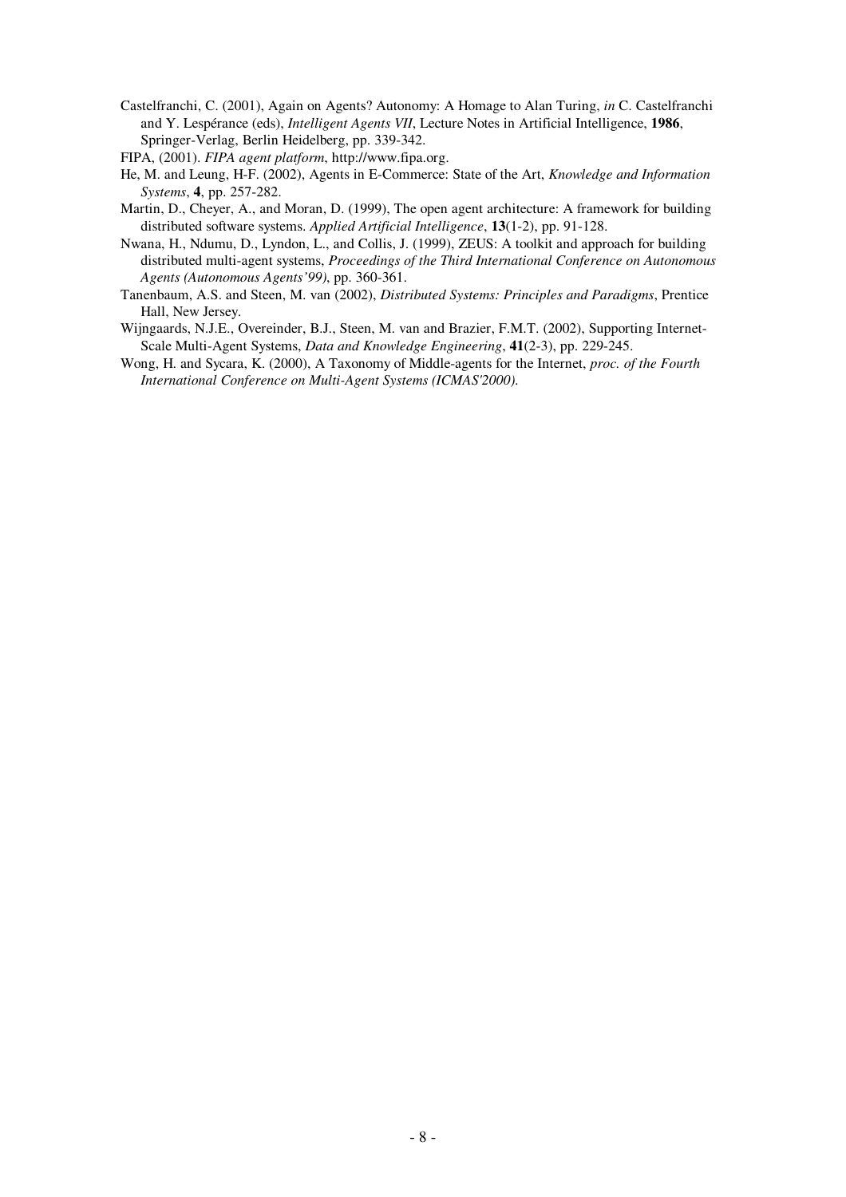Castelfranchi, C. (2001), Again on Agents? Autonomy: A Homage to Alan Turing, *in* C. Castelfranchi and Y. Lespérance (eds), *Intelligent Agents VII*, Lecture Notes in Artificial Intelligence, **1986**, Springer-Verlag, Berlin Heidelberg, pp. 339-342.

FIPA, (2001). *FIPA agent platform*, http://www.fipa.org.

He, M. and Leung, H-F. (2002), Agents in E-Commerce: State of the Art, *Knowledge and Information Systems*, **4**, pp. 257-282.

Martin, D., Cheyer, A., and Moran, D. (1999), The open agent architecture: A framework for building distributed software systems. *Applied Artificial Intelligence*, **13**(1-2), pp. 91-128.

Nwana, H., Ndumu, D., Lyndon, L., and Collis, J. (1999), ZEUS: A toolkit and approach for building distributed multi-agent systems, *Proceedings of the Third International Conference on Autonomous Agents (Autonomous Agents'99)*, pp. 360-361.

Tanenbaum, A.S. and Steen, M. van (2002), *Distributed Systems: Principles and Paradigms*, Prentice Hall, New Jersey.

Wijngaards, N.J.E., Overeinder, B.J., Steen, M. van and Brazier, F.M.T. (2002), Supporting Internet-Scale Multi-Agent Systems, *Data and Knowledge Engineering*, **41**(2-3), pp. 229-245.

Wong, H. and Sycara, K. (2000), A Taxonomy of Middle-agents for the Internet, *proc. of the Fourth International Conference on Multi-Agent Systems (ICMAS'2000).*